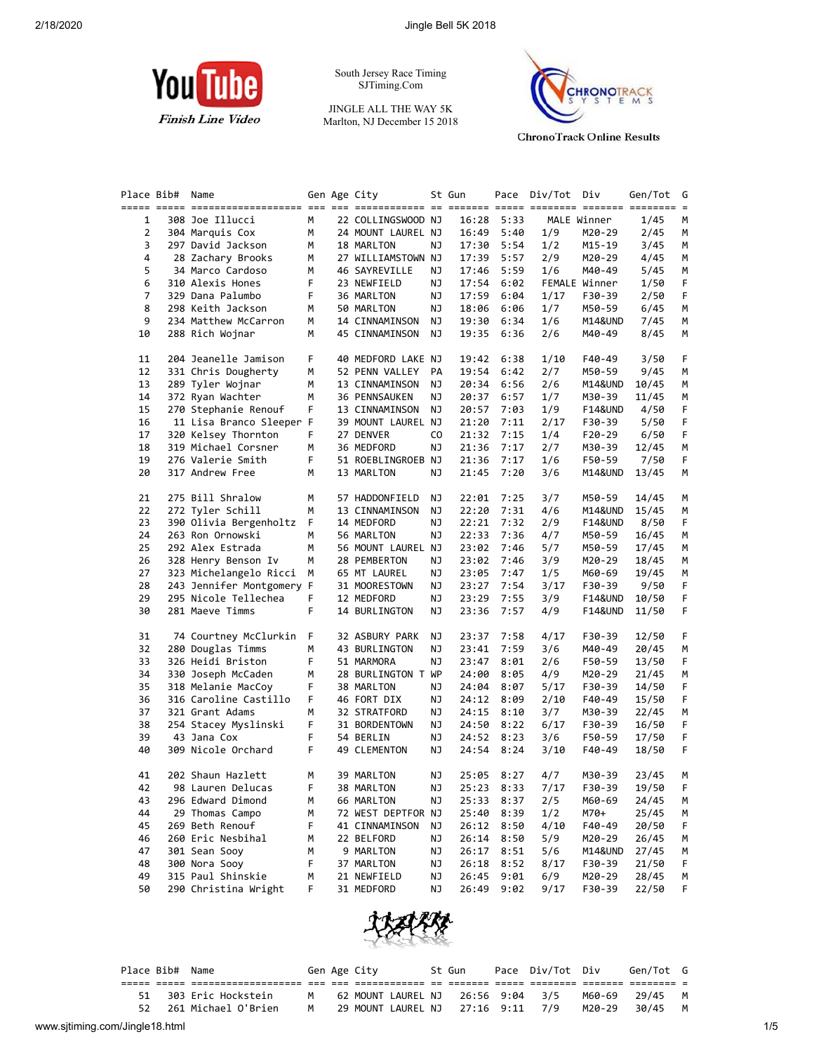South Jersey Race Timing
SJTiming.Com

JINGLE ALL THE WAY 5K
Marlton, NJ December 15 2018

YouTube Finish Line Video

ChronoTrack Online Results

| Place | Bib# | Name | Gen | Age | City | St | Gun | Pace | Div/Tot | Div | Gen/Tot | G |
|---|---|---|---|---|---|---|---|---|---|---|---|---|
| 1 | 308 | Joe Illucci | M | 22 | COLLINGSWOOD | NJ | 16:28 | 5:33 | MALE Winner | | 1/45 | M |
| 2 | 304 | Marquis Cox | M | 24 | MOUNT LAUREL | NJ | 16:49 | 5:40 | 1/9 | M20-29 | 2/45 | M |
| 3 | 297 | David Jackson | M | 18 | MARLTON | NJ | 17:30 | 5:54 | 1/2 | M15-19 | 3/45 | M |
| 4 | 28 | Zachary Brooks | M | 27 | WILLIAMSTOWN | NJ | 17:39 | 5:57 | 2/9 | M20-29 | 4/45 | M |
| 5 | 34 | Marco Cardoso | M | 46 | SAYREVILLE | NJ | 17:46 | 5:59 | 1/6 | M40-49 | 5/45 | M |
| 6 | 310 | Alexis Hones | F | 23 | NEWFIELD | NJ | 17:54 | 6:02 | FEMALE Winner | | 1/50 | F |
| 7 | 329 | Dana Palumbo | F | 36 | MARLTON | NJ | 17:59 | 6:04 | 1/17 | F30-39 | 2/50 | F |
| 8 | 298 | Keith Jackson | M | 50 | MARLTON | NJ | 18:06 | 6:06 | 1/7 | M50-59 | 6/45 | M |
| 9 | 234 | Matthew McCarron | M | 14 | CINNAMINSON | NJ | 19:30 | 6:34 | 1/6 | M14&UND | 7/45 | M |
| 10 | 288 | Rich Wojnar | M | 45 | CINNAMINSON | NJ | 19:35 | 6:36 | 2/6 | M40-49 | 8/45 | M |
| 11 | 204 | Jeanelle Jamison | F | 40 | MEDFORD LAKE | NJ | 19:42 | 6:38 | 1/10 | F40-49 | 3/50 | F |
| 12 | 331 | Chris Dougherty | M | 52 | PENN VALLEY | PA | 19:54 | 6:42 | 2/7 | M50-59 | 9/45 | M |
| 13 | 289 | Tyler Wojnar | M | 13 | CINNAMINSON | NJ | 20:34 | 6:56 | 2/6 | M14&UND | 10/45 | M |
| 14 | 372 | Ryan Wachter | M | 36 | PENNSAUKEN | NJ | 20:37 | 6:57 | 1/7 | M30-39 | 11/45 | M |
| 15 | 270 | Stephanie Renouf | F | 13 | CINNAMINSON | NJ | 20:57 | 7:03 | 1/9 | F14&UND | 4/50 | F |
| 16 | 11 | Lisa Branco Sleeper | F | 39 | MOUNT LAUREL | NJ | 21:20 | 7:11 | 2/17 | F30-39 | 5/50 | F |
| 17 | 320 | Kelsey Thornton | F | 27 | DENVER | CO | 21:32 | 7:15 | 1/4 | F20-29 | 6/50 | F |
| 18 | 319 | Michael Corsner | M | 36 | MEDFORD | NJ | 21:36 | 7:17 | 2/7 | M30-39 | 12/45 | M |
| 19 | 276 | Valerie Smith | F | 51 | ROEBLINGROEB | NJ | 21:36 | 7:17 | 1/6 | F50-59 | 7/50 | F |
| 20 | 317 | Andrew Free | M | 13 | MARLTON | NJ | 21:45 | 7:20 | 3/6 | M14&UND | 13/45 | M |
| 21 | 275 | Bill Shralow | M | 57 | HADDONFIELD | NJ | 22:01 | 7:25 | 3/7 | M50-59 | 14/45 | M |
| 22 | 272 | Tyler Schill | M | 13 | CINNAMINSON | NJ | 22:20 | 7:31 | 4/6 | M14&UND | 15/45 | M |
| 23 | 390 | Olivia Bergenholtz | F | 14 | MEDFORD | NJ | 22:21 | 7:32 | 2/9 | F14&UND | 8/50 | F |
| 24 | 263 | Ron Ornowski | M | 56 | MARLTON | NJ | 22:33 | 7:36 | 4/7 | M50-59 | 16/45 | M |
| 25 | 292 | Alex Estrada | M | 56 | MOUNT LAUREL | NJ | 23:02 | 7:46 | 5/7 | M50-59 | 17/45 | M |
| 26 | 328 | Henry Benson Iv | M | 28 | PEMBERTON | NJ | 23:02 | 7:46 | 3/9 | M20-29 | 18/45 | M |
| 27 | 323 | Michelangelo Ricci | M | 65 | MT LAUREL | NJ | 23:05 | 7:47 | 1/5 | M60-69 | 19/45 | M |
| 28 | 243 | Jennifer Montgomery | F | 31 | MOORESTOWN | NJ | 23:27 | 7:54 | 3/17 | F30-39 | 9/50 | F |
| 29 | 295 | Nicole Tellechea | F | 12 | MEDFORD | NJ | 23:29 | 7:55 | 3/9 | F14&UND | 10/50 | F |
| 30 | 281 | Maeve Timms | F | 14 | BURLINGTON | NJ | 23:36 | 7:57 | 4/9 | F14&UND | 11/50 | F |
| 31 | 74 | Courtney McClurkin | F | 32 | ASBURY PARK | NJ | 23:37 | 7:58 | 4/17 | F30-39 | 12/50 | F |
| 32 | 280 | Douglas Timms | M | 43 | BURLINGTON | NJ | 23:41 | 7:59 | 3/6 | M40-49 | 20/45 | M |
| 33 | 326 | Heidi Briston | F | 51 | MARMORA | NJ | 23:47 | 8:01 | 2/6 | F50-59 | 13/50 | F |
| 34 | 330 | Joseph McCaden | M | 28 | BURLINGTON T | WP | 24:00 | 8:05 | 4/9 | M20-29 | 21/45 | M |
| 35 | 318 | Melanie MacCoy | F | 38 | MARLTON | NJ | 24:04 | 8:07 | 5/17 | F30-39 | 14/50 | F |
| 36 | 316 | Caroline Castillo | F | 46 | FORT DIX | NJ | 24:12 | 8:09 | 2/10 | F40-49 | 15/50 | F |
| 37 | 321 | Grant Adams | M | 32 | STRATFORD | NJ | 24:15 | 8:10 | 3/7 | M30-39 | 22/45 | M |
| 38 | 254 | Stacey Myslinski | F | 31 | BORDENTOWN | NJ | 24:50 | 8:22 | 6/17 | F30-39 | 16/50 | F |
| 39 | 43 | Jana Cox | F | 54 | BERLIN | NJ | 24:52 | 8:23 | 3/6 | F50-59 | 17/50 | F |
| 40 | 309 | Nicole Orchard | F | 49 | CLEMENTON | NJ | 24:54 | 8:24 | 3/10 | F40-49 | 18/50 | F |
| 41 | 202 | Shaun Hazlett | M | 39 | MARLTON | NJ | 25:05 | 8:27 | 4/7 | M30-39 | 23/45 | M |
| 42 | 98 | Lauren Delucas | F | 38 | MARLTON | NJ | 25:23 | 8:33 | 7/17 | F30-39 | 19/50 | F |
| 43 | 296 | Edward Dimond | M | 66 | MARLTON | NJ | 25:33 | 8:37 | 2/5 | M60-69 | 24/45 | M |
| 44 | 29 | Thomas Campo | M | 72 | WEST DEPTFOR | NJ | 25:40 | 8:39 | 1/2 | M70+ | 25/45 | M |
| 45 | 269 | Beth Renouf | F | 41 | CINNAMINSON | NJ | 26:12 | 8:50 | 4/10 | F40-49 | 20/50 | F |
| 46 | 260 | Eric Nesbihal | M | 22 | BELFORD | NJ | 26:14 | 8:50 | 5/9 | M20-29 | 26/45 | M |
| 47 | 301 | Sean Sooy | M | 9 | MARLTON | NJ | 26:17 | 8:51 | 5/6 | M14&UND | 27/45 | M |
| 48 | 300 | Nora Sooy | F | 37 | MARLTON | NJ | 26:18 | 8:52 | 8/17 | F30-39 | 21/50 | F |
| 49 | 315 | Paul Shinskie | M | 21 | NEWFIELD | NJ | 26:45 | 9:01 | 6/9 | M20-29 | 28/45 | M |
| 50 | 290 | Christina Wright | F | 31 | MEDFORD | NJ | 26:49 | 9:02 | 9/17 | F30-39 | 22/50 | F |
| 51 | 303 | Eric Hockstein | M | 62 | MOUNT LAUREL | NJ | 26:56 | 9:04 | 3/5 | M60-69 | 29/45 | M |
| 52 | 261 | Michael O'Brien | M | 29 | MOUNT LAUREL | NJ | 27:16 | 9:11 | 7/9 | M20-29 | 30/45 | M |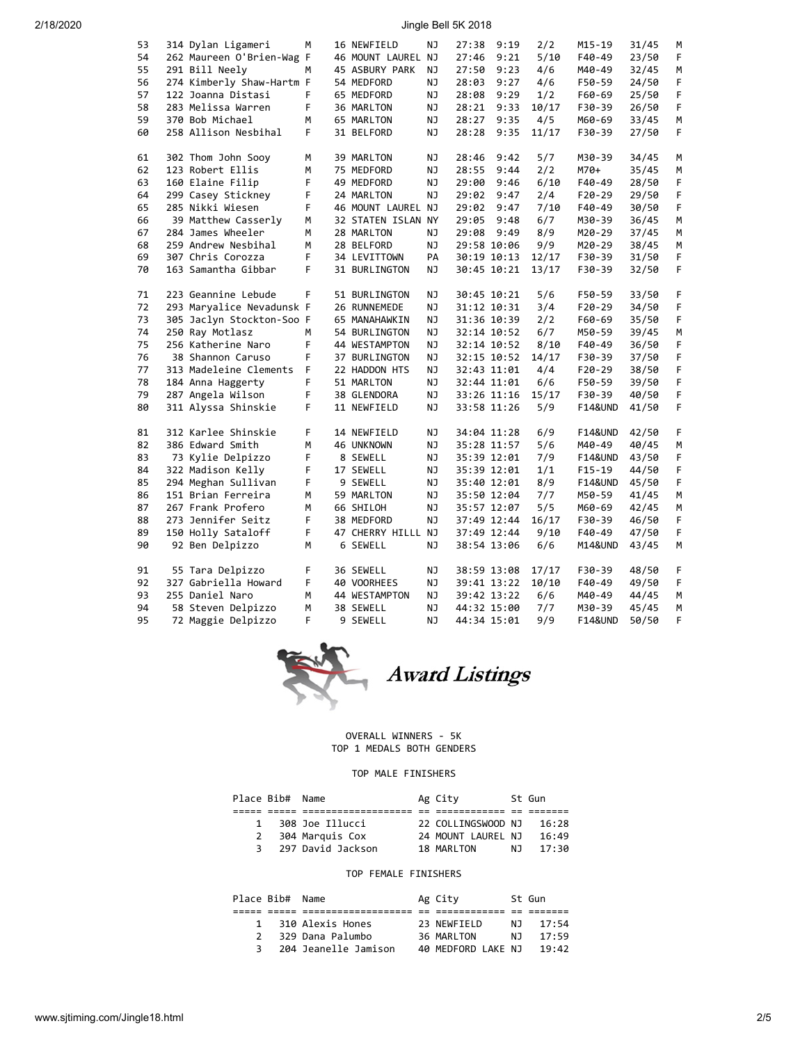| Place | Bib# | Name | Sex | Age | City | St | Gun | Pace | Div Place | Division | Sex Place | Sex |
|---|---|---|---|---|---|---|---|---|---|---|---|---|
| 53 | 314 | Dylan Ligameri | M | 16 | NEWFIELD | NJ | 27:38 | 9:19 | 2/2 | M15-19 | 31/45 | M |
| 54 | 262 | Maureen O'Brien-Wag | F | 46 | MOUNT LAUREL | NJ | 27:46 | 9:21 | 5/10 | F40-49 | 23/50 | F |
| 55 | 291 | Bill Neely | M | 45 | ASBURY PARK | NJ | 27:50 | 9:23 | 4/6 | M40-49 | 32/45 | M |
| 56 | 274 | Kimberly Shaw-Hartm | F | 54 | MEDFORD | NJ | 28:03 | 9:27 | 4/6 | F50-59 | 24/50 | F |
| 57 | 122 | Joanna Distasi | F | 65 | MEDFORD | NJ | 28:08 | 9:29 | 1/2 | F60-69 | 25/50 | F |
| 58 | 283 | Melissa Warren | F | 36 | MARLTON | NJ | 28:21 | 9:33 | 10/17 | F30-39 | 26/50 | F |
| 59 | 370 | Bob Michael | M | 65 | MARLTON | NJ | 28:27 | 9:35 | 4/5 | M60-69 | 33/45 | M |
| 60 | 258 | Allison Nesbihal | F | 31 | BELFORD | NJ | 28:28 | 9:35 | 11/17 | F30-39 | 27/50 | F |
| 61 | 302 | Thom John Sooy | M | 39 | MARLTON | NJ | 28:46 | 9:42 | 5/7 | M30-39 | 34/45 | M |
| 62 | 123 | Robert Ellis | M | 75 | MEDFORD | NJ | 28:55 | 9:44 | 2/2 | M70+ | 35/45 | M |
| 63 | 160 | Elaine Filip | F | 49 | MEDFORD | NJ | 29:00 | 9:46 | 6/10 | F40-49 | 28/50 | F |
| 64 | 299 | Casey Stickney | F | 24 | MARLTON | NJ | 29:02 | 9:47 | 2/4 | F20-29 | 29/50 | F |
| 65 | 285 | Nikki Wiesen | F | 46 | MOUNT LAUREL | NJ | 29:02 | 9:47 | 7/10 | F40-49 | 30/50 | F |
| 66 | 39 | Matthew Casserly | M | 32 | STATEN ISLAN | NY | 29:05 | 9:48 | 6/7 | M30-39 | 36/45 | M |
| 67 | 284 | James Wheeler | M | 28 | MARLTON | NJ | 29:08 | 9:49 | 8/9 | M20-29 | 37/45 | M |
| 68 | 259 | Andrew Nesbihal | M | 28 | BELFORD | NJ | 29:58 | 10:06 | 9/9 | M20-29 | 38/45 | M |
| 69 | 307 | Chris Corozza | F | 34 | LEVITTOWN | PA | 30:19 | 10:13 | 12/17 | F30-39 | 31/50 | F |
| 70 | 163 | Samantha Gibbar | F | 31 | BURLINGTON | NJ | 30:45 | 10:21 | 13/17 | F30-39 | 32/50 | F |
| 71 | 223 | Geannine Lebude | F | 51 | BURLINGTON | NJ | 30:45 | 10:21 | 5/6 | F50-59 | 33/50 | F |
| 72 | 293 | Maryalice Nevadunsk | F | 26 | RUNNEMEDE | NJ | 31:12 | 10:31 | 3/4 | F20-29 | 34/50 | F |
| 73 | 305 | Jaclyn Stockton-Soo | F | 65 | MANAHAWKIN | NJ | 31:36 | 10:39 | 2/2 | F60-69 | 35/50 | F |
| 74 | 250 | Ray Motlasz | M | 54 | BURLINGTON | NJ | 32:14 | 10:52 | 6/7 | M50-59 | 39/45 | M |
| 75 | 256 | Katherine Naro | F | 44 | WESTAMPTON | NJ | 32:14 | 10:52 | 8/10 | F40-49 | 36/50 | F |
| 76 | 38 | Shannon Caruso | F | 37 | BURLINGTON | NJ | 32:15 | 10:52 | 14/17 | F30-39 | 37/50 | F |
| 77 | 313 | Madeleine Clements | F | 22 | HADDON HTS | NJ | 32:43 | 11:01 | 4/4 | F20-29 | 38/50 | F |
| 78 | 184 | Anna Haggerty | F | 51 | MARLTON | NJ | 32:44 | 11:01 | 6/6 | F50-59 | 39/50 | F |
| 79 | 287 | Angela Wilson | F | 38 | GLENDORA | NJ | 33:26 | 11:16 | 15/17 | F30-39 | 40/50 | F |
| 80 | 311 | Alyssa Shinskie | F | 11 | NEWFIELD | NJ | 33:58 | 11:26 | 5/9 | F14&UND | 41/50 | F |
| 81 | 312 | Karlee Shinskie | F | 14 | NEWFIELD | NJ | 34:04 | 11:28 | 6/9 | F14&UND | 42/50 | F |
| 82 | 386 | Edward Smith | M | 46 | UNKNOWN | NJ | 35:28 | 11:57 | 5/6 | M40-49 | 40/45 | M |
| 83 | 73 | Kylie Delpizzo | F | 8 | SEWELL | NJ | 35:39 | 12:01 | 7/9 | F14&UND | 43/50 | F |
| 84 | 322 | Madison Kelly | F | 17 | SEWELL | NJ | 35:39 | 12:01 | 1/1 | F15-19 | 44/50 | F |
| 85 | 294 | Meghan Sullivan | F | 9 | SEWELL | NJ | 35:40 | 12:01 | 8/9 | F14&UND | 45/50 | F |
| 86 | 151 | Brian Ferreira | M | 59 | MARLTON | NJ | 35:50 | 12:04 | 7/7 | M50-59 | 41/45 | M |
| 87 | 267 | Frank Profero | M | 66 | SHILOH | NJ | 35:57 | 12:07 | 5/5 | M60-69 | 42/45 | M |
| 88 | 273 | Jennifer Seitz | F | 38 | MEDFORD | NJ | 37:49 | 12:44 | 16/17 | F30-39 | 46/50 | F |
| 89 | 150 | Holly Sataloff | F | 47 | CHERRY HILLL | NJ | 37:49 | 12:44 | 9/10 | F40-49 | 47/50 | F |
| 90 | 92 | Ben Delpizzo | M | 6 | SEWELL | NJ | 38:54 | 13:06 | 6/6 | M14&UND | 43/45 | M |
| 91 | 55 | Tara Delpizzo | F | 36 | SEWELL | NJ | 38:59 | 13:08 | 17/17 | F30-39 | 48/50 | F |
| 92 | 327 | Gabriella Howard | F | 40 | VOORHEES | NJ | 39:41 | 13:22 | 10/10 | F40-49 | 49/50 | F |
| 93 | 255 | Daniel Naro | M | 44 | WESTAMPTON | NJ | 39:42 | 13:22 | 6/6 | M40-49 | 44/45 | M |
| 94 | 58 | Steven Delpizzo | M | 38 | SEWELL | NJ | 44:32 | 15:00 | 7/7 | M30-39 | 45/45 | M |
| 95 | 72 | Maggie Delpizzo | F | 9 | SEWELL | NJ | 44:34 | 15:01 | 9/9 | F14&UND | 50/50 | F |

## *Award Listings*

OVERALL WINNERS - 5K
TOP 1 MEDALS BOTH GENDERS

### TOP MALE FINISHERS

| Place | Bib# | Name | Ag | City | St | Gun |
|---|---|---|---|---|---|---|
| 1 | 308 | Joe Illucci | 22 | COLLINGSWOOD | NJ | 16:28 |
| 2 | 304 | Marquis Cox | 24 | MOUNT LAUREL | NJ | 16:49 |
| 3 | 297 | David Jackson | 18 | MARLTON | NJ | 17:30 |

### TOP FEMALE FINISHERS

| Place | Bib# | Name | Ag | City | St | Gun |
|---|---|---|---|---|---|---|
| 1 | 310 | Alexis Hones | 23 | NEWFIELD | NJ | 17:54 |
| 2 | 329 | Dana Palumbo | 36 | MARLTON | NJ | 17:59 |
| 3 | 204 | Jeanelle Jamison | 40 | MEDFORD LAKE | NJ | 19:42 |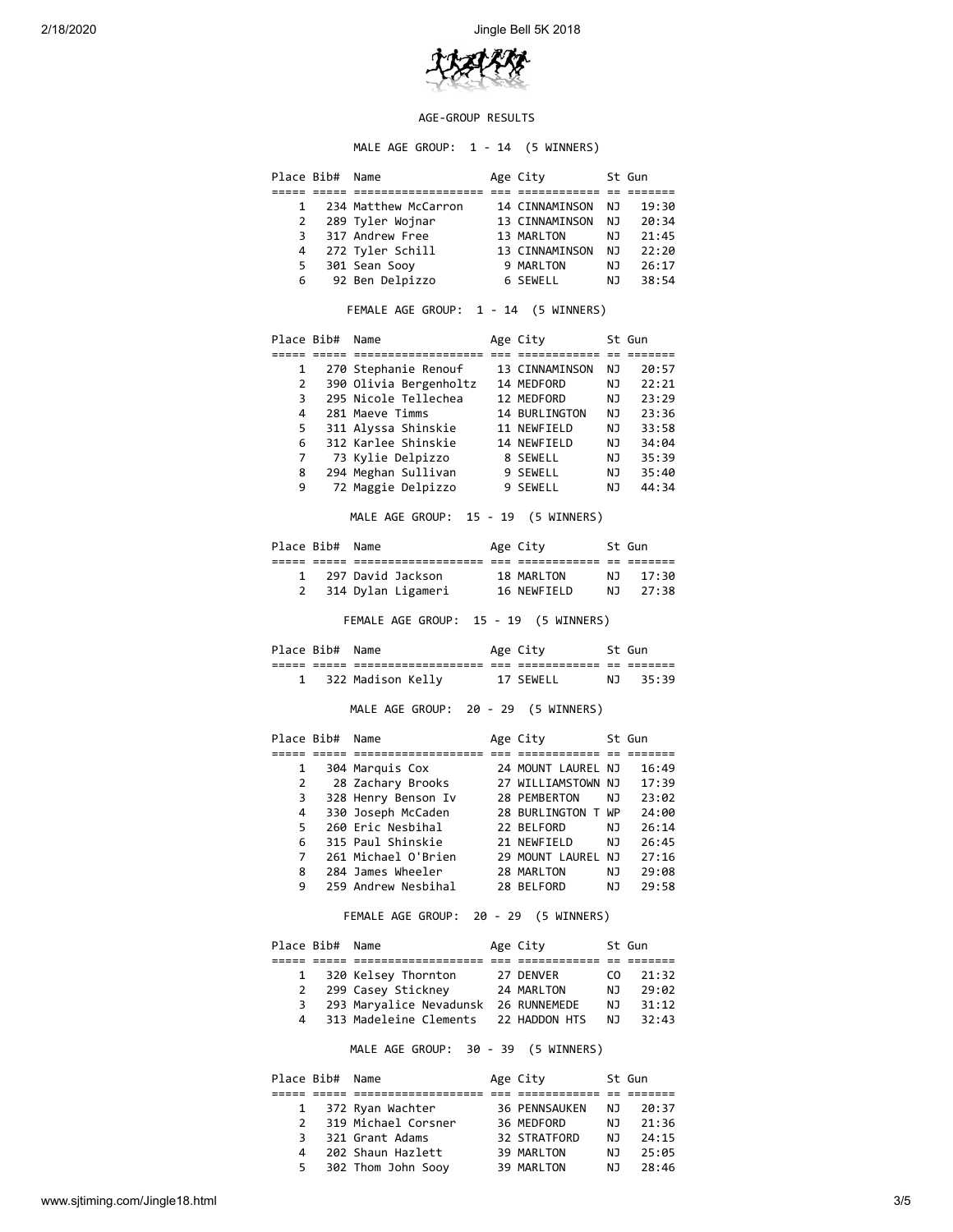## AGE-GROUP RESULTS

### MALE AGE GROUP: 1 - 14 (5 WINNERS)

| Place | Bib# | Name | Age | City | St | Gun |
|---|---|---|---|---|---|---|
| 1 | 234 | Matthew McCarron | 14 | CINNAMINSON | NJ | 19:30 |
| 2 | 289 | Tyler Wojnar | 13 | CINNAMINSON | NJ | 20:34 |
| 3 | 317 | Andrew Free | 13 | MARLTON | NJ | 21:45 |
| 4 | 272 | Tyler Schill | 13 | CINNAMINSON | NJ | 22:20 |
| 5 | 301 | Sean Sooy | 9 | MARLTON | NJ | 26:17 |
| 6 | 92 | Ben Delpizzo | 6 | SEWELL | NJ | 38:54 |

### FEMALE AGE GROUP: 1 - 14 (5 WINNERS)

| Place | Bib# | Name | Age | City | St | Gun |
|---|---|---|---|---|---|---|
| 1 | 270 | Stephanie Renouf | 13 | CINNAMINSON | NJ | 20:57 |
| 2 | 390 | Olivia Bergenholtz | 14 | MEDFORD | NJ | 22:21 |
| 3 | 295 | Nicole Tellechea | 12 | MEDFORD | NJ | 23:29 |
| 4 | 281 | Maeve Timms | 14 | BURLINGTON | NJ | 23:36 |
| 5 | 311 | Alyssa Shinskie | 11 | NEWFIELD | NJ | 33:58 |
| 6 | 312 | Karlee Shinskie | 14 | NEWFIELD | NJ | 34:04 |
| 7 | 73 | Kylie Delpizzo | 8 | SEWELL | NJ | 35:39 |
| 8 | 294 | Meghan Sullivan | 9 | SEWELL | NJ | 35:40 |
| 9 | 72 | Maggie Delpizzo | 9 | SEWELL | NJ | 44:34 |

### MALE AGE GROUP: 15 - 19 (5 WINNERS)

| Place | Bib# | Name | Age | City | St | Gun |
|---|---|---|---|---|---|---|
| 1 | 297 | David Jackson | 18 | MARLTON | NJ | 17:30 |
| 2 | 314 | Dylan Ligameri | 16 | NEWFIELD | NJ | 27:38 |

### FEMALE AGE GROUP: 15 - 19 (5 WINNERS)

| Place | Bib# | Name | Age | City | St | Gun |
|---|---|---|---|---|---|---|
| 1 | 322 | Madison Kelly | 17 | SEWELL | NJ | 35:39 |

### MALE AGE GROUP: 20 - 29 (5 WINNERS)

| Place | Bib# | Name | Age | City | St | Gun |
|---|---|---|---|---|---|---|
| 1 | 304 | Marquis Cox | 24 | MOUNT LAUREL | NJ | 16:49 |
| 2 | 28 | Zachary Brooks | 27 | WILLIAMSTOWN | NJ | 17:39 |
| 3 | 328 | Henry Benson Iv | 28 | PEMBERTON | NJ | 23:02 |
| 4 | 330 | Joseph McCaden | 28 | BURLINGTON T | WP | 24:00 |
| 5 | 260 | Eric Nesbihal | 22 | BELFORD | NJ | 26:14 |
| 6 | 315 | Paul Shinskie | 21 | NEWFIELD | NJ | 26:45 |
| 7 | 261 | Michael O'Brien | 29 | MOUNT LAUREL | NJ | 27:16 |
| 8 | 284 | James Wheeler | 28 | MARLTON | NJ | 29:08 |
| 9 | 259 | Andrew Nesbihal | 28 | BELFORD | NJ | 29:58 |

### FEMALE AGE GROUP: 20 - 29 (5 WINNERS)

| Place | Bib# | Name | Age | City | St | Gun |
|---|---|---|---|---|---|---|
| 1 | 320 | Kelsey Thornton | 27 | DENVER | CO | 21:32 |
| 2 | 299 | Casey Stickney | 24 | MARLTON | NJ | 29:02 |
| 3 | 293 | Maryalice Nevadunsk | 26 | RUNNEMEDE | NJ | 31:12 |
| 4 | 313 | Madeleine Clements | 22 | HADDON HTS | NJ | 32:43 |

### MALE AGE GROUP: 30 - 39 (5 WINNERS)

| Place | Bib# | Name | Age | City | St | Gun |
|---|---|---|---|---|---|---|
| 1 | 372 | Ryan Wachter | 36 | PENNSAUKEN | NJ | 20:37 |
| 2 | 319 | Michael Corsner | 36 | MEDFORD | NJ | 21:36 |
| 3 | 321 | Grant Adams | 32 | STRATFORD | NJ | 24:15 |
| 4 | 202 | Shaun Hazlett | 39 | MARLTON | NJ | 25:05 |
| 5 | 302 | Thom John Sooy | 39 | MARLTON | NJ | 28:46 |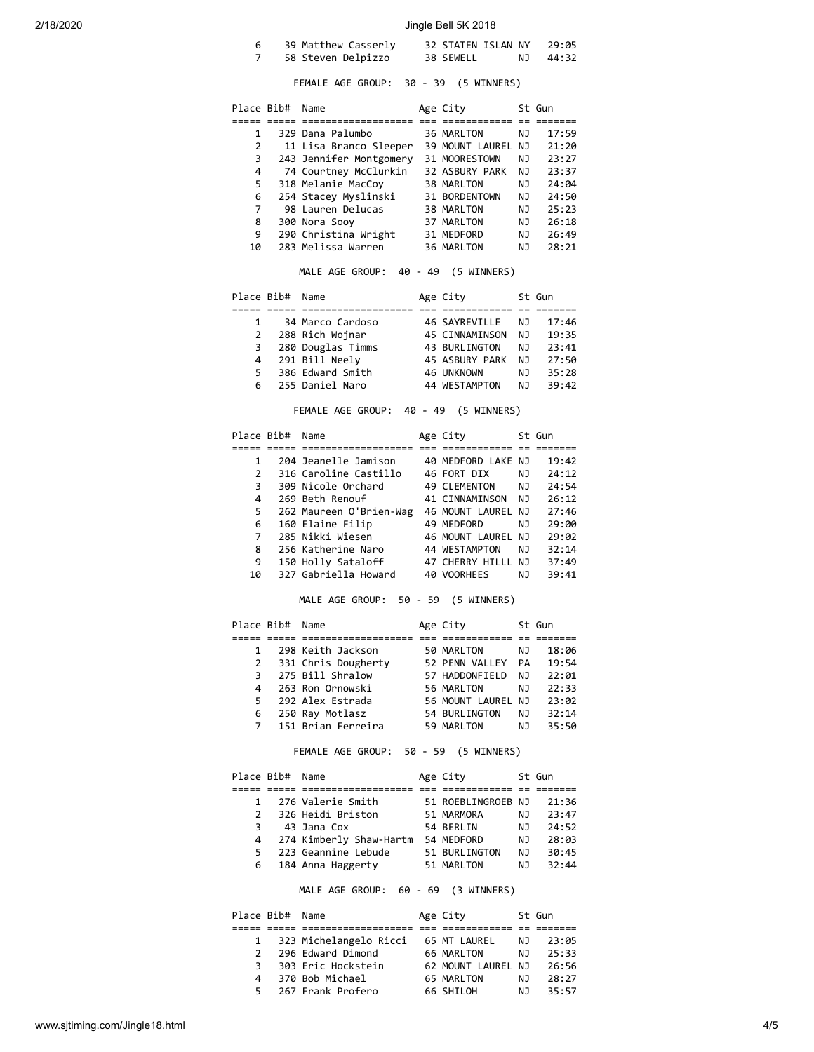| Place | Bib# | Name | Age | City | St | Gun |
|---|---|---|---|---|---|---|
| 6 | 39 | Matthew Casserly | 32 | STATEN ISLAN | NY | 29:05 |
| 7 | 58 | Steven Delpizzo | 38 | SEWELL | NJ | 44:32 |

FEMALE AGE GROUP: 30 - 39 (5 WINNERS)

| Place | Bib# | Name | Age | City | St | Gun |
|---|---|---|---|---|---|---|
| 1 | 329 | Dana Palumbo | 36 | MARLTON | NJ | 17:59 |
| 2 | 11 | Lisa Branco Sleeper | 39 | MOUNT LAUREL | NJ | 21:20 |
| 3 | 243 | Jennifer Montgomery | 31 | MOORESTOWN | NJ | 23:27 |
| 4 | 74 | Courtney McClurkin | 32 | ASBURY PARK | NJ | 23:37 |
| 5 | 318 | Melanie MacCoy | 38 | MARLTON | NJ | 24:04 |
| 6 | 254 | Stacey Myslinski | 31 | BORDENTOWN | NJ | 24:50 |
| 7 | 98 | Lauren Delucas | 38 | MARLTON | NJ | 25:23 |
| 8 | 300 | Nora Sooy | 37 | MARLTON | NJ | 26:18 |
| 9 | 290 | Christina Wright | 31 | MEDFORD | NJ | 26:49 |
| 10 | 283 | Melissa Warren | 36 | MARLTON | NJ | 28:21 |

MALE AGE GROUP: 40 - 49 (5 WINNERS)

| Place | Bib# | Name | Age | City | St | Gun |
|---|---|---|---|---|---|---|
| 1 | 34 | Marco Cardoso | 46 | SAYREVILLE | NJ | 17:46 |
| 2 | 288 | Rich Wojnar | 45 | CINNAMINSON | NJ | 19:35 |
| 3 | 280 | Douglas Timms | 43 | BURLINGTON | NJ | 23:41 |
| 4 | 291 | Bill Neely | 45 | ASBURY PARK | NJ | 27:50 |
| 5 | 386 | Edward Smith | 46 | UNKNOWN | NJ | 35:28 |
| 6 | 255 | Daniel Naro | 44 | WESTAMPTON | NJ | 39:42 |

FEMALE AGE GROUP: 40 - 49 (5 WINNERS)

| Place | Bib# | Name | Age | City | St | Gun |
|---|---|---|---|---|---|---|
| 1 | 204 | Jeanelle Jamison | 40 | MEDFORD LAKE | NJ | 19:42 |
| 2 | 316 | Caroline Castillo | 46 | FORT DIX | NJ | 24:12 |
| 3 | 309 | Nicole Orchard | 49 | CLEMENTON | NJ | 24:54 |
| 4 | 269 | Beth Renouf | 41 | CINNAMINSON | NJ | 26:12 |
| 5 | 262 | Maureen O'Brien-Wag | 46 | MOUNT LAUREL | NJ | 27:46 |
| 6 | 160 | Elaine Filip | 49 | MEDFORD | NJ | 29:00 |
| 7 | 285 | Nikki Wiesen | 46 | MOUNT LAUREL | NJ | 29:02 |
| 8 | 256 | Katherine Naro | 44 | WESTAMPTON | NJ | 32:14 |
| 9 | 150 | Holly Sataloff | 47 | CHERRY HILLL | NJ | 37:49 |
| 10 | 327 | Gabriella Howard | 40 | VOORHEES | NJ | 39:41 |

MALE AGE GROUP: 50 - 59 (5 WINNERS)

| Place | Bib# | Name | Age | City | St | Gun |
|---|---|---|---|---|---|---|
| 1 | 298 | Keith Jackson | 50 | MARLTON | NJ | 18:06 |
| 2 | 331 | Chris Dougherty | 52 | PENN VALLEY | PA | 19:54 |
| 3 | 275 | Bill Shralow | 57 | HADDONFIELD | NJ | 22:01 |
| 4 | 263 | Ron Ornowski | 56 | MARLTON | NJ | 22:33 |
| 5 | 292 | Alex Estrada | 56 | MOUNT LAUREL | NJ | 23:02 |
| 6 | 250 | Ray Motlasz | 54 | BURLINGTON | NJ | 32:14 |
| 7 | 151 | Brian Ferreira | 59 | MARLTON | NJ | 35:50 |

FEMALE AGE GROUP: 50 - 59 (5 WINNERS)

| Place | Bib# | Name | Age | City | St | Gun |
|---|---|---|---|---|---|---|
| 1 | 276 | Valerie Smith | 51 | ROEBLINGROEB | NJ | 21:36 |
| 2 | 326 | Heidi Briston | 51 | MARMORA | NJ | 23:47 |
| 3 | 43 | Jana Cox | 54 | BERLIN | NJ | 24:52 |
| 4 | 274 | Kimberly Shaw-Hartm | 54 | MEDFORD | NJ | 28:03 |
| 5 | 223 | Geannine Lebude | 51 | BURLINGTON | NJ | 30:45 |
| 6 | 184 | Anna Haggerty | 51 | MARLTON | NJ | 32:44 |

MALE AGE GROUP: 60 - 69 (3 WINNERS)

| Place | Bib# | Name | Age | City | St | Gun |
|---|---|---|---|---|---|---|
| 1 | 323 | Michelangelo Ricci | 65 | MT LAUREL | NJ | 23:05 |
| 2 | 296 | Edward Dimond | 66 | MARLTON | NJ | 25:33 |
| 3 | 303 | Eric Hockstein | 62 | MOUNT LAUREL | NJ | 26:56 |
| 4 | 370 | Bob Michael | 65 | MARLTON | NJ | 28:27 |
| 5 | 267 | Frank Profero | 66 | SHILOH | NJ | 35:57 |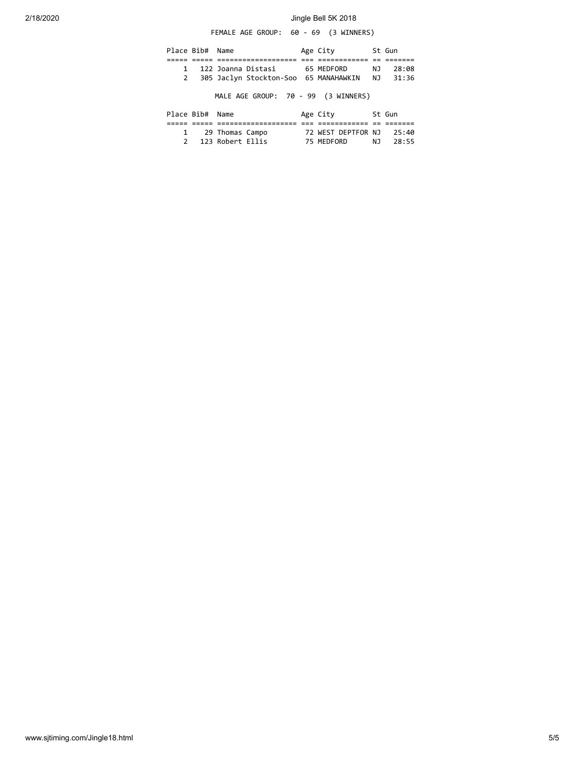FEMALE AGE GROUP: 60 - 69 (3 WINNERS)

| Place | Bib# | Name | Age | City | St | Gun |
|---|---|---|---|---|---|---|
| 1 | 122 | Joanna Distasi | 65 | MEDFORD | NJ | 28:08 |
| 2 | 305 | Jaclyn Stockton-Soo | 65 | MANAHAWKIN | NJ | 31:36 |

MALE AGE GROUP: 70 - 99 (3 WINNERS)

| Place | Bib# | Name | Age | City | St | Gun |
|---|---|---|---|---|---|---|
| 1 | 29 | Thomas Campo | 72 | WEST DEPTFOR | NJ | 25:40 |
| 2 | 123 | Robert Ellis | 75 | MEDFORD | NJ | 28:55 |